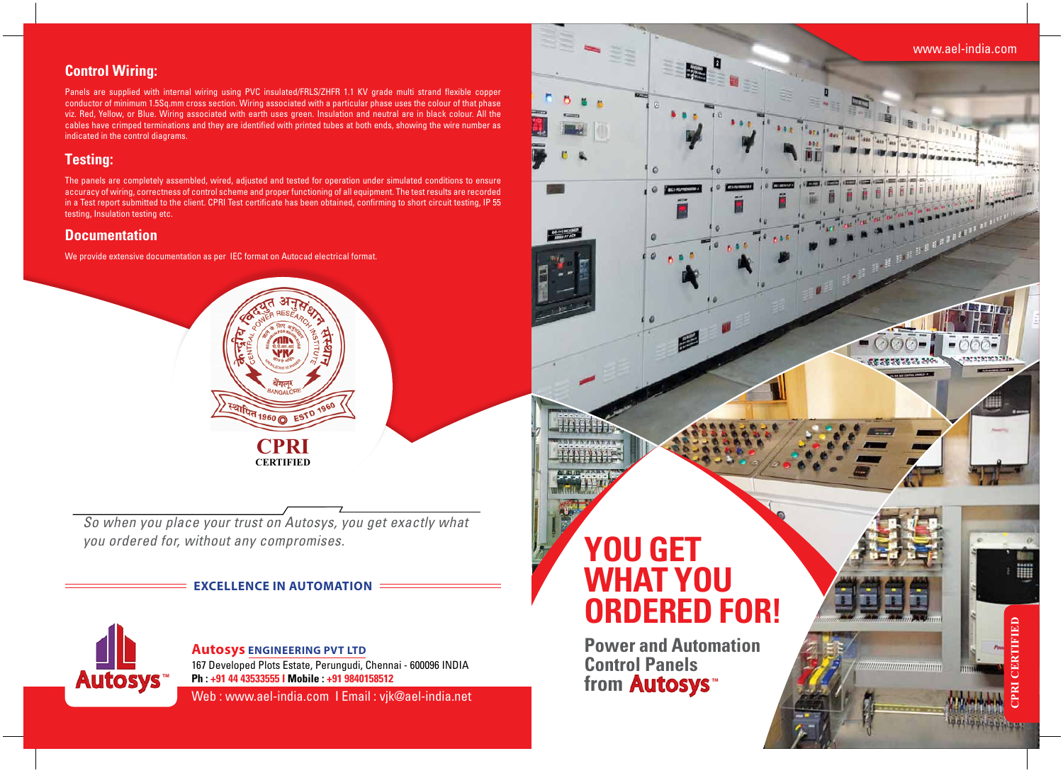## Control Wiring:

Panels are supplied with internal wiring using PVC insulated/FRLS/ZHFR 1.1 KV grade multi strand flexible copper conductor of minimum 1.5Sq.mm cross section. Wiring associated with a particular phase uses the colour of that phase viz. Red, Yellow, or Blue. Wiring associated with earth uses green. Insulation and neutral are in black colour. All the cables have crimped terminations and they are identified with printed tubes at both ends, showing the wire number as indicated in the control diagrams.

## Testing:

The panels are completely assembled, wired, adjusted and tested for operation under simulated conditions to ensure accuracy of wiring, correctness of control scheme and proper functioning of all equipment. The test results are recorded in a Test report submitted to the client. CPRI Test certificate has been obtained, confirming to short circuit testing, IP 55 testing, Insulation testing etc.

## Documentation

We provide extensive documentation as per IEC format on Autocad electrical format.

केन्द्रीय विद्युत अनुसंधान संस्थान
CENTRAL POWER RESEARCH INSTITUTE
बेंगलूर BANGALORE
स्थापित 1960 ESTD 1960

**CPRI**
**CERTIFIED**

*So when you place your trust on Autosys, you get exactly what you ordered for, without any compromises.*

**EXCELLENCE IN AUTOMATION**

Autosys™

**Autosys ENGINEERING PVT LTD**
167 Developed Plots Estate, Perungudi, Chennai - 600096 INDIA
**Ph :** +91 44 43533555 I **Mobile :** +91 9840158512
Web : www.ael-india.com I Email : vjk@ael-india.net

www.ael-india.com

# YOU GET WHAT YOU ORDERED FOR!

**Power and Automation Control Panels from Autosys™**

CPRI CERTIFIED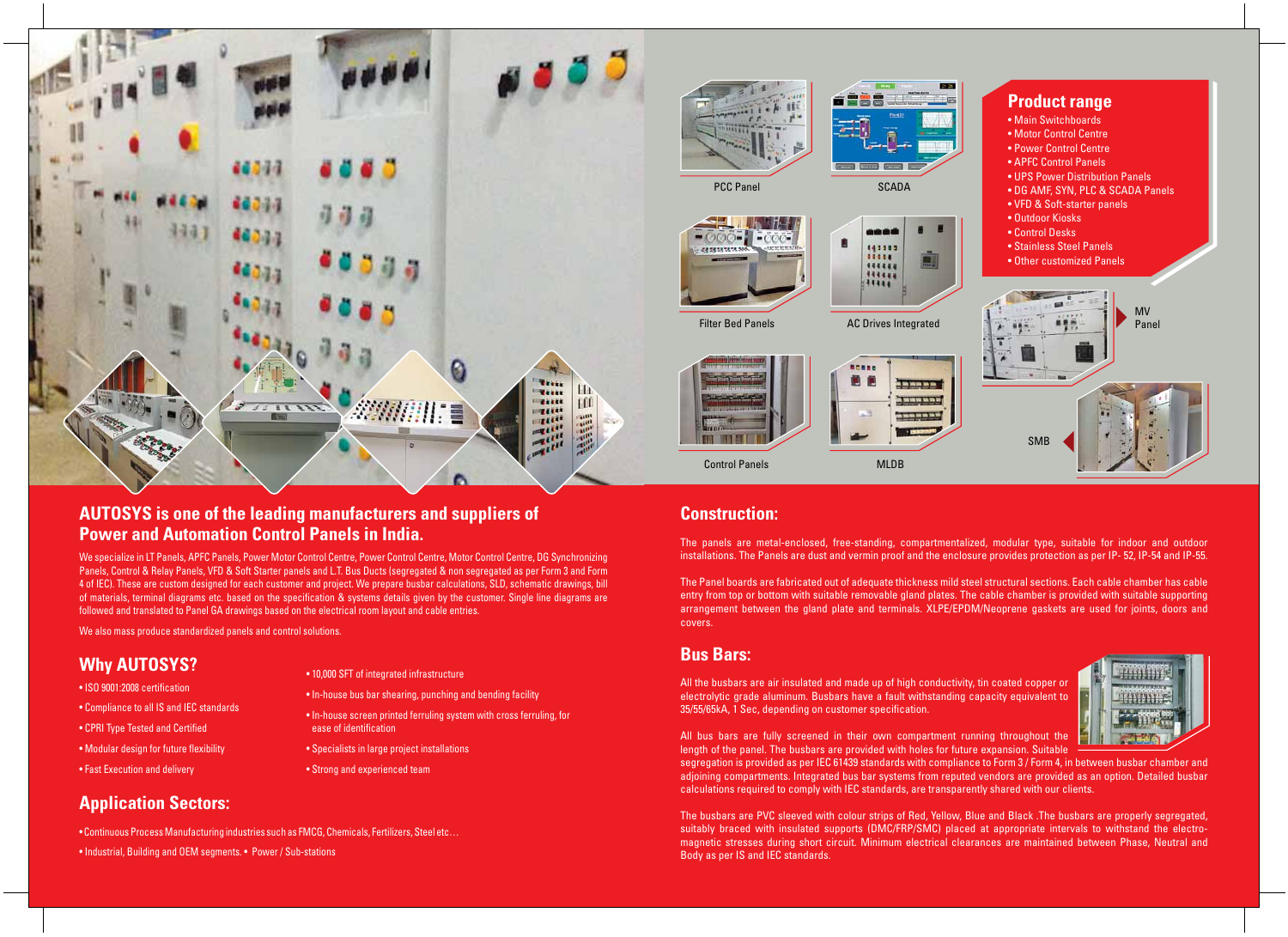PCC Panel

SCADA

Filter Bed Panels

AC Drives Integrated

Control Panels

MLDB

## Product range

- Main Switchboards
- Motor Control Centre
- Power Control Centre
- APFC Control Panels
- UPS Power Distribution Panels
- DG AMF, SYN, PLC & SCADA Panels
- VFD & Soft-starter panels
- Outdoor Kiosks
- Control Desks
- Stainless Steel Panels
- Other customized Panels

MV Panel

SMB

## AUTOSYS is one of the leading manufacturers and suppliers of Power and Automation Control Panels in India.

We specialize in LT Panels, APFC Panels, Power Motor Control Centre, Power Control Centre, Motor Control Centre, DG Synchronizing Panels, Control & Relay Panels, VFD & Soft Starter panels and L.T. Bus Ducts (segregated & non segregated as per Form 3 and Form 4 of IEC). These are custom designed for each customer and project. We prepare busbar calculations, SLD, schematic drawings, bill of materials, terminal diagrams etc. based on the specification & systems details given by the customer. Single line diagrams are followed and translated to Panel GA drawings based on the electrical room layout and cable entries.

We also mass produce standardized panels and control solutions.

## Why AUTOSYS?

- ISO 9001:2008 certification
- Compliance to all IS and IEC standards
- CPRI Type Tested and Certified
- Modular design for future flexibility
- Fast Execution and delivery
- 10,000 SFT of integrated infrastructure
- In-house bus bar shearing, punching and bending facility
- In-house screen printed ferruling system with cross ferruling, for ease of identification
- Specialists in large project installations
- Strong and experienced team

## Application Sectors:

- Continuous Process Manufacturing industries such as FMCG, Chemicals, Fertilizers, Steel etc…
- Industrial, Building and OEM segments.
- Power / Sub-stations

## Construction:

The panels are metal-enclosed, free-standing, compartmentalized, modular type, suitable for indoor and outdoor installations. The Panels are dust and vermin proof and the enclosure provides protection as per IP- 52, IP-54 and IP-55.

The Panel boards are fabricated out of adequate thickness mild steel structural sections. Each cable chamber has cable entry from top or bottom with suitable removable gland plates. The cable chamber is provided with suitable supporting arrangement between the gland plate and terminals. XLPE/EPDM/Neoprene gaskets are used for joints, doors and covers.

## Bus Bars:

All the busbars are air insulated and made up of high conductivity, tin coated copper or electrolytic grade aluminum. Busbars have a fault withstanding capacity equivalent to 35/55/65kA, 1 Sec, depending on customer specification.

All bus bars are fully screened in their own compartment running throughout the length of the panel. The busbars are provided with holes for future expansion. Suitable segregation is provided as per IEC 61439 standards with compliance to Form 3 / Form 4, in between busbar chamber and adjoining compartments. Integrated bus bar systems from reputed vendors are provided as an option. Detailed busbar calculations required to comply with IEC standards, are transparently shared with our clients.

The busbars are PVC sleeved with colour strips of Red, Yellow, Blue and Black .The busbars are properly segregated, suitably braced with insulated supports (DMC/FRP/SMC) placed at appropriate intervals to withstand the electro-magnetic stresses during short circuit. Minimum electrical clearances are maintained between Phase, Neutral and Body as per IS and IEC standards.